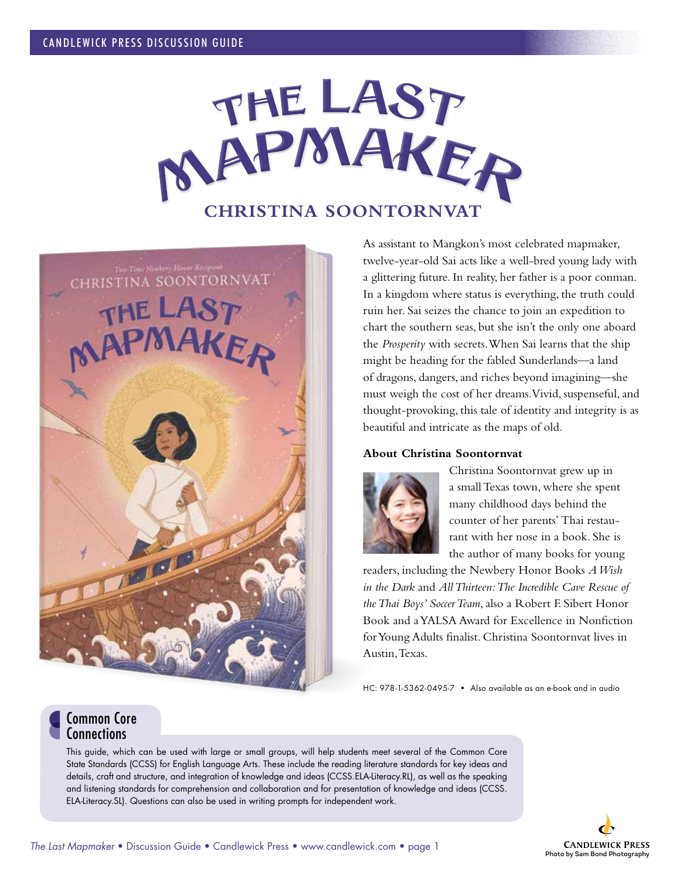CANDLEWICK PRESS DISCUSSION GUIDE

# THE LAST MAPMAKER

## CHRISTINA SOONTORNVAT

As assistant to Mangkon's most celebrated mapmaker, twelve-year-old Sai acts like a well-bred young lady with a glittering future. In reality, her father is a poor conman. In a kingdom where status is everything, the truth could ruin her. Sai seizes the chance to join an expedition to chart the southern seas, but she isn't the only one aboard the *Prosperity* with secrets. When Sai learns that the ship might be heading for the fabled Sunderlands—a land of dragons, dangers, and riches beyond imagining—she must weigh the cost of her dreams. Vivid, suspenseful, and thought-provoking, this tale of identity and integrity is as beautiful and intricate as the maps of old.

### About Christina Soontornvat

Christina Soontornvat grew up in a small Texas town, where she spent many childhood days behind the counter of her parents' Thai restaurant with her nose in a book. She is the author of many books for young readers, including the Newbery Honor Books *A Wish in the Dark* and *All Thirteen: The Incredible Cave Rescue of the Thai Boys' Soccer Team*, also a Robert F. Sibert Honor Book and a YALSA Award for Excellence in Nonfiction for Young Adults finalist. Christina Soontornvat lives in Austin, Texas.

HC: 978-1-5362-0495-7 • Also available as an e-book and in audio

## Common Core Connections

This guide, which can be used with large or small groups, will help students meet several of the Common Core State Standards (CCSS) for English Language Arts. These include the reading literature standards for key ideas and details, craft and structure, and integration of knowledge and ideas (CCSS.ELA-Literacy.RL), as well as the speaking and listening standards for comprehension and collaboration and for presentation of knowledge and ideas (CCSS.ELA-Literacy.SL). Questions can also be used in writing prompts for independent work.

Photo by Sam Bond Photography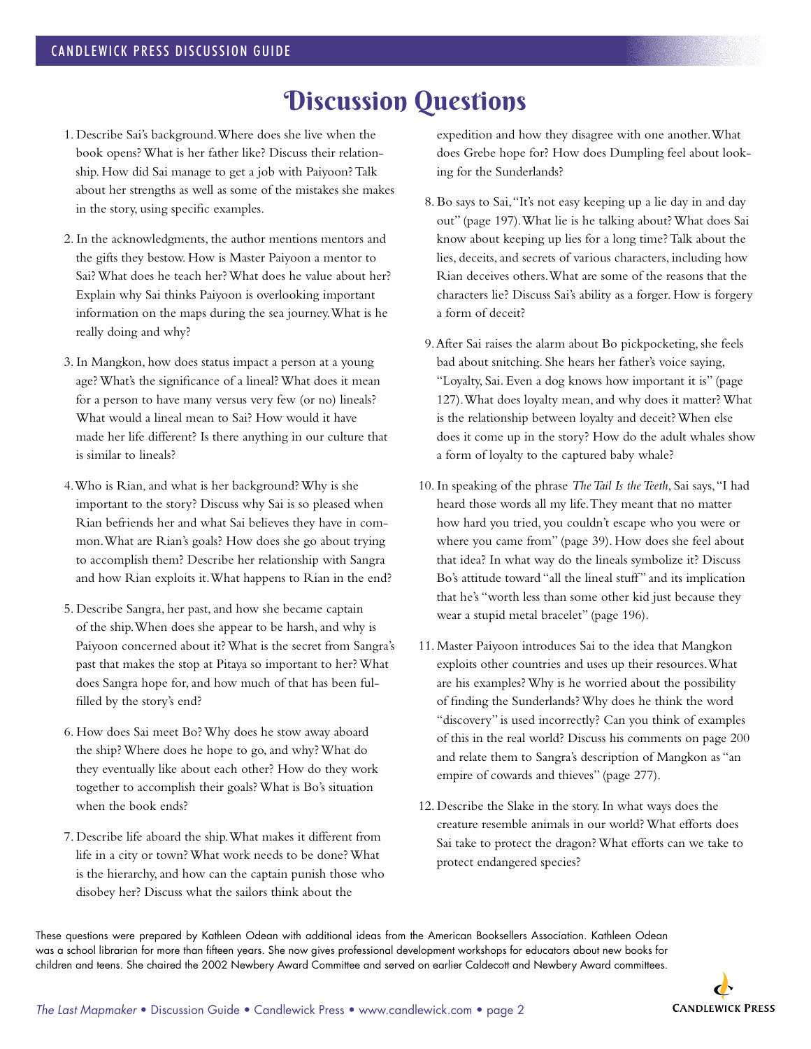# Discussion Questions

1. Describe Sai's background. What does she live when the book opens? What is her father like? Discuss their relationship. How did Sai manage to get a job with Paiyoon? Talk about her strengths as well as some of the mistakes she makes in the story, using specific examples.

2. In the acknowledgments, the author mentions mentors and the gifts they bestow. How is Master Paiyoon a mentor to Sai? What does he teach her? What does he value about her? Explain why Sai thinks Paiyoon is overlooking important information on the maps during the sea journey. What is he really doing and why?

3. In Mangkon, how does status impact a person at a young age? What's the significance of a lineal? What does it mean for a person to have many versus very few (or no) lineals? What would a lineal mean to Sai? How would it have made her life different? Is there anything in our culture that is similar to lineals?

4. Who is Rian, and what is her background? Why is she important to the story? Discuss why Sai is so pleased when Rian befriends her and what Sai believes they have in common. What are Rian's goals? How does she go about trying to accomplish them? Describe her relationship with Sangra and how Rian exploits it. What happens to Rian in the end?

5. Describe Sangra, her past, and how she became captain of the ship. When does she appear to be harsh, and why is Paiyoon concerned about it? What is the secret from Sangra's past that makes the stop at Pitaya so important to her? What does Sangra hope for, and how much of that has been fulfilled by the story's end?

6. How does Sai meet Bo? Why does he stow away aboard the ship? Where does he hope to go, and why? What do they eventually like about each other? How do they work together to accomplish their goals? What is Bo's situation when the book ends?

7. Describe life aboard the ship. What makes it different from life in a city or town? What work needs to be done? What is the hierarchy, and how can the captain punish those who disobey her? Discuss what the sailors think about the expedition and how they disagree with one another. What does Grebe hope for? How does Dumpling feel about looking for the Sunderlands?

8. Bo says to Sai, "It's not easy keeping up a lie day in and day out" (page 197). What lie is he talking about? What does Sai know about keeping up lies for a long time? Talk about the lies, deceits, and secrets of various characters, including how Rian deceives others. What are some of the reasons that the characters lie? Discuss Sai's ability as a forger. How is forgery a form of deceit?

9. After Sai raises the alarm about Bo pickpocketing, she feels bad about snitching. She hears her father's voice saying, "Loyalty, Sai. Even a dog knows how important it is" (page 127). What does loyalty mean, and why does it matter? What is the relationship between loyalty and deceit? When else does it come up in the story? How do the adult whales show a form of loyalty to the captured baby whale?

10. In speaking of the phrase *The Tail Is the Teeth*, Sai says, "I had heard those words all my life. They meant that no matter how hard you tried, you couldn't escape who you were or where you came from" (page 39). How does she feel about that idea? In what way do the lineals symbolize it? Discuss Bo's attitude toward "all the lineal stuff" and its implication that he's "worth less than some other kid just because they wear a stupid metal bracelet" (page 196).

11. Master Paiyoon introduces Sai to the idea that Mangkon exploits other countries and uses up their resources. What are his examples? Why is he worried about the possibility of finding the Sunderlands? Why does he think the word "discovery" is used incorrectly? Can you think of examples of this in the real world? Discuss his comments on page 200 and relate them to Sangra's description of Mangkon as "an empire of cowards and thieves" (page 277).

12. Describe the Slake in the story. In what ways does the creature resemble animals in our world? What efforts does Sai take to protect the dragon? What efforts can we take to protect endangered species?

These questions were prepared by Kathleen Odean with additional ideas from the American Booksellers Association. Kathleen Odean was a school librarian for more than fifteen years. She now gives professional development workshops for educators about new books for children and teens. She chaired the 2002 Newbery Award Committee and served on earlier Caldecott and Newbery Award committees.